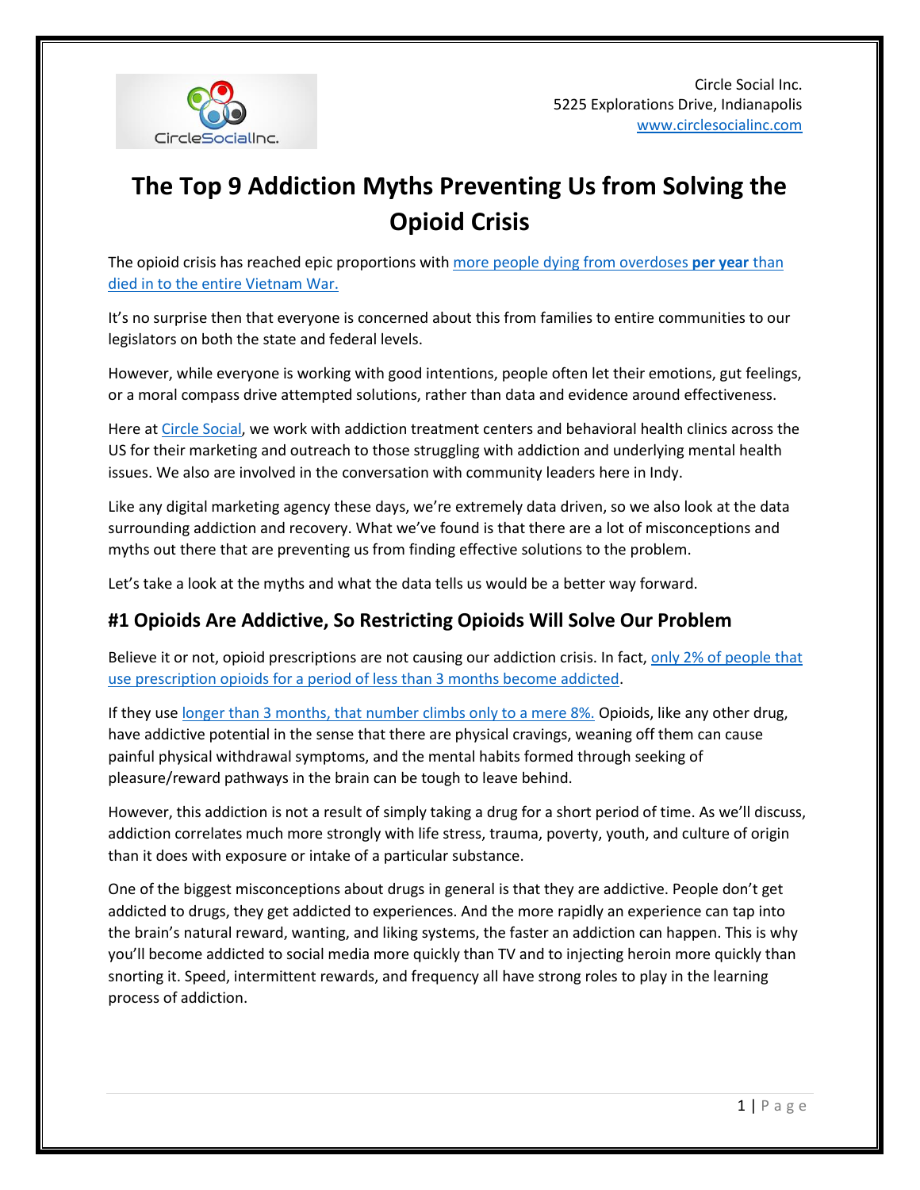Circle Social Inc.
5225 Explorations Drive, Indianapolis
www.circlesocialinc.com

# The Top 9 Addiction Myths Preventing Us from Solving the Opioid Crisis

The opioid crisis has reached epic proportions with more people dying from overdoses **per year** than died in to the entire Vietnam War.

It's no surprise then that everyone is concerned about this from families to entire communities to our legislators on both the state and federal levels.

However, while everyone is working with good intentions, people often let their emotions, gut feelings, or a moral compass drive attempted solutions, rather than data and evidence around effectiveness.

Here at Circle Social, we work with addiction treatment centers and behavioral health clinics across the US for their marketing and outreach to those struggling with addiction and underlying mental health issues. We also are involved in the conversation with community leaders here in Indy.

Like any digital marketing agency these days, we're extremely data driven, so we also look at the data surrounding addiction and recovery. What we've found is that there are a lot of misconceptions and myths out there that are preventing us from finding effective solutions to the problem.

Let's take a look at the myths and what the data tells us would be a better way forward.

## #1 Opioids Are Addictive, So Restricting Opioids Will Solve Our Problem

Believe it or not, opioid prescriptions are not causing our addiction crisis. In fact, only 2% of people that use prescription opioids for a period of less than 3 months become addicted.

If they use longer than 3 months, that number climbs only to a mere 8%. Opioids, like any other drug, have addictive potential in the sense that there are physical cravings, weaning off them can cause painful physical withdrawal symptoms, and the mental habits formed through seeking of pleasure/reward pathways in the brain can be tough to leave behind.

However, this addiction is not a result of simply taking a drug for a short period of time. As we'll discuss, addiction correlates much more strongly with life stress, trauma, poverty, youth, and culture of origin than it does with exposure or intake of a particular substance.

One of the biggest misconceptions about drugs in general is that they are addictive. People don't get addicted to drugs, they get addicted to experiences. And the more rapidly an experience can tap into the brain's natural reward, wanting, and liking systems, the faster an addiction can happen. This is why you'll become addicted to social media more quickly than TV and to injecting heroin more quickly than snorting it. Speed, intermittent rewards, and frequency all have strong roles to play in the learning process of addiction.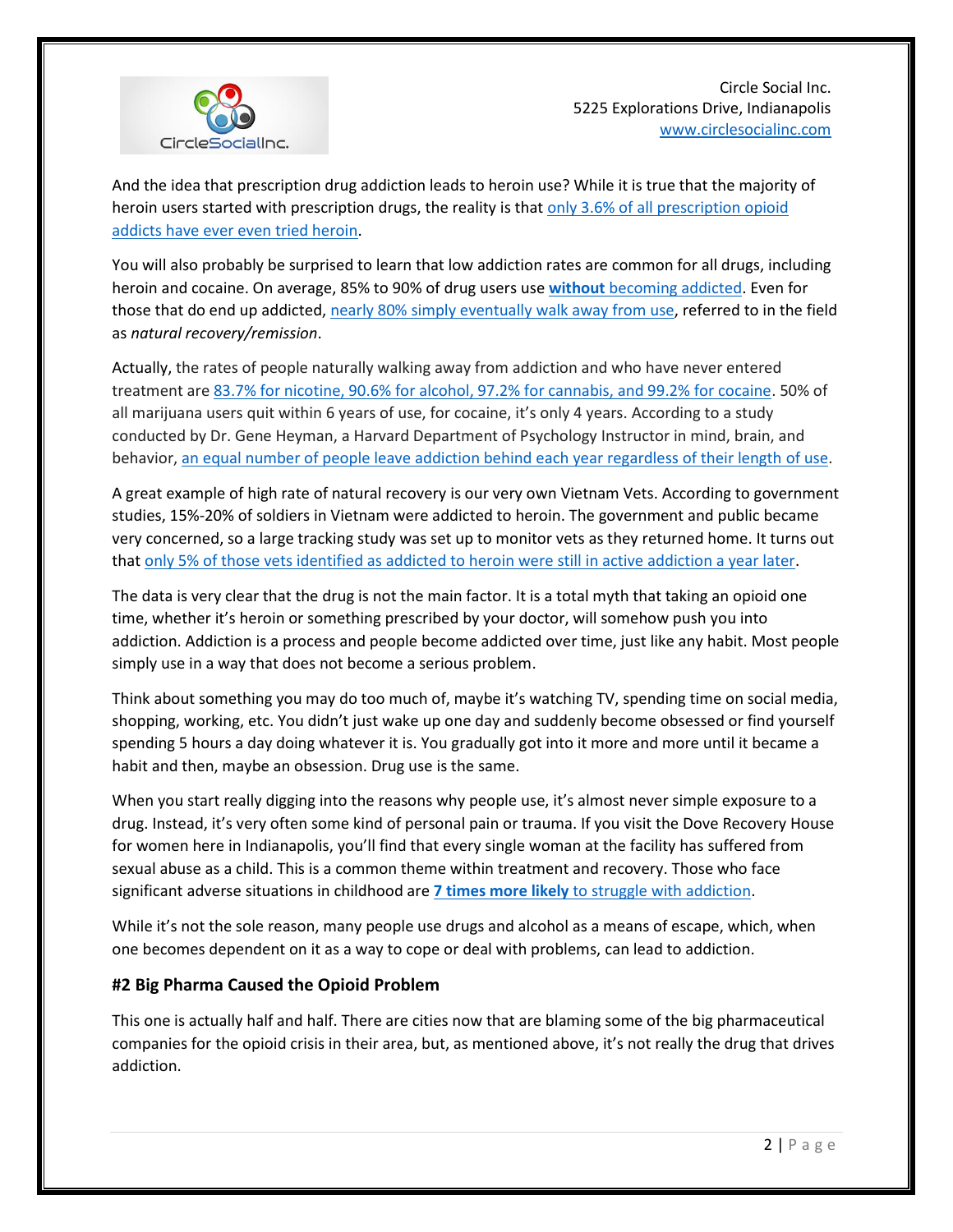And the idea that prescription drug addiction leads to heroin use? While it is true that the majority of heroin users started with prescription drugs, the reality is that only 3.6% of all prescription opioid addicts have ever even tried heroin.

You will also probably be surprised to learn that low addiction rates are common for all drugs, including heroin and cocaine. On average, 85% to 90% of drug users use **without** becoming addicted. Even for those that do end up addicted, nearly 80% simply eventually walk away from use, referred to in the field as *natural recovery/remission*.

Actually, the rates of people naturally walking away from addiction and who have never entered treatment are 83.7% for nicotine, 90.6% for alcohol, 97.2% for cannabis, and 99.2% for cocaine. 50% of all marijuana users quit within 6 years of use, for cocaine, it's only 4 years. According to a study conducted by Dr. Gene Heyman, a Harvard Department of Psychology Instructor in mind, brain, and behavior, an equal number of people leave addiction behind each year regardless of their length of use.

A great example of high rate of natural recovery is our very own Vietnam Vets. According to government studies, 15%-20% of soldiers in Vietnam were addicted to heroin. The government and public became very concerned, so a large tracking study was set up to monitor vets as they returned home. It turns out that only 5% of those vets identified as addicted to heroin were still in active addiction a year later.

The data is very clear that the drug is not the main factor. It is a total myth that taking an opioid one time, whether it's heroin or something prescribed by your doctor, will somehow push you into addiction. Addiction is a process and people become addicted over time, just like any habit. Most people simply use in a way that does not become a serious problem.

Think about something you may do too much of, maybe it's watching TV, spending time on social media, shopping, working, etc. You didn't just wake up one day and suddenly become obsessed or find yourself spending 5 hours a day doing whatever it is. You gradually got into it more and more until it became a habit and then, maybe an obsession. Drug use is the same.

When you start really digging into the reasons why people use, it's almost never simple exposure to a drug. Instead, it's very often some kind of personal pain or trauma. If you visit the Dove Recovery House for women here in Indianapolis, you'll find that every single woman at the facility has suffered from sexual abuse as a child. This is a common theme within treatment and recovery. Those who face significant adverse situations in childhood are **7 times more likely** to struggle with addiction.

While it's not the sole reason, many people use drugs and alcohol as a means of escape, which, when one becomes dependent on it as a way to cope or deal with problems, can lead to addiction.

### #2 Big Pharma Caused the Opioid Problem

This one is actually half and half. There are cities now that are blaming some of the big pharmaceutical companies for the opioid crisis in their area, but, as mentioned above, it's not really the drug that drives addiction.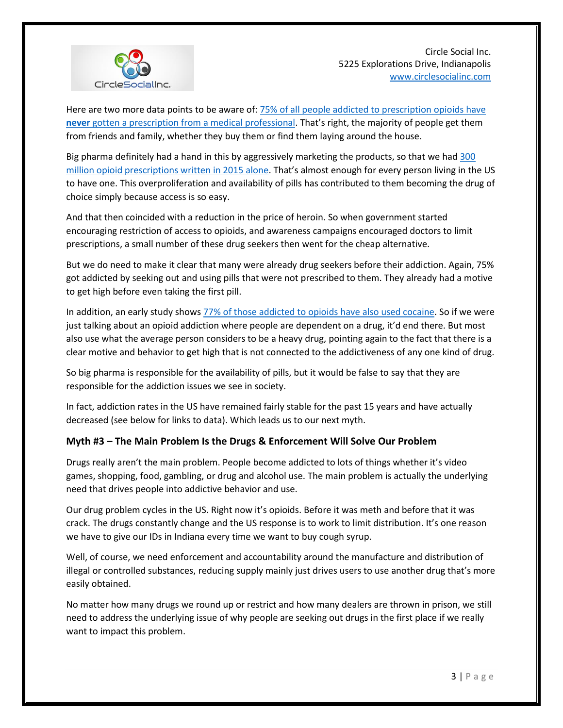Here are two more data points to be aware of: 75% of all people addicted to prescription opioids have **never** gotten a prescription from a medical professional. That's right, the majority of people get them from friends and family, whether they buy them or find them laying around the house.

Big pharma definitely had a hand in this by aggressively marketing the products, so that we had 300 million opioid prescriptions written in 2015 alone. That's almost enough for every person living in the US to have one. This overproliferation and availability of pills has contributed to them becoming the drug of choice simply because access is so easy.

And that then coincided with a reduction in the price of heroin. So when government started encouraging restriction of access to opioids, and awareness campaigns encouraged doctors to limit prescriptions, a small number of these drug seekers then went for the cheap alternative.

But we do need to make it clear that many were already drug seekers before their addiction. Again, 75% got addicted by seeking out and using pills that were not prescribed to them. They already had a motive to get high before even taking the first pill.

In addition, an early study shows 77% of those addicted to opioids have also used cocaine. So if we were just talking about an opioid addiction where people are dependent on a drug, it'd end there. But most also use what the average person considers to be a heavy drug, pointing again to the fact that there is a clear motive and behavior to get high that is not connected to the addictiveness of any one kind of drug.

So big pharma is responsible for the availability of pills, but it would be false to say that they are responsible for the addiction issues we see in society.

In fact, addiction rates in the US have remained fairly stable for the past 15 years and have actually decreased (see below for links to data). Which leads us to our next myth.

### Myth #3 – The Main Problem Is the Drugs & Enforcement Will Solve Our Problem

Drugs really aren't the main problem. People become addicted to lots of things whether it's video games, shopping, food, gambling, or drug and alcohol use. The main problem is actually the underlying need that drives people into addictive behavior and use.

Our drug problem cycles in the US. Right now it's opioids. Before it was meth and before that it was crack. The drugs constantly change and the US response is to work to limit distribution. It's one reason we have to give our IDs in Indiana every time we want to buy cough syrup.

Well, of course, we need enforcement and accountability around the manufacture and distribution of illegal or controlled substances, reducing supply mainly just drives users to use another drug that's more easily obtained.

No matter how many drugs we round up or restrict and how many dealers are thrown in prison, we still need to address the underlying issue of why people are seeking out drugs in the first place if we really want to impact this problem.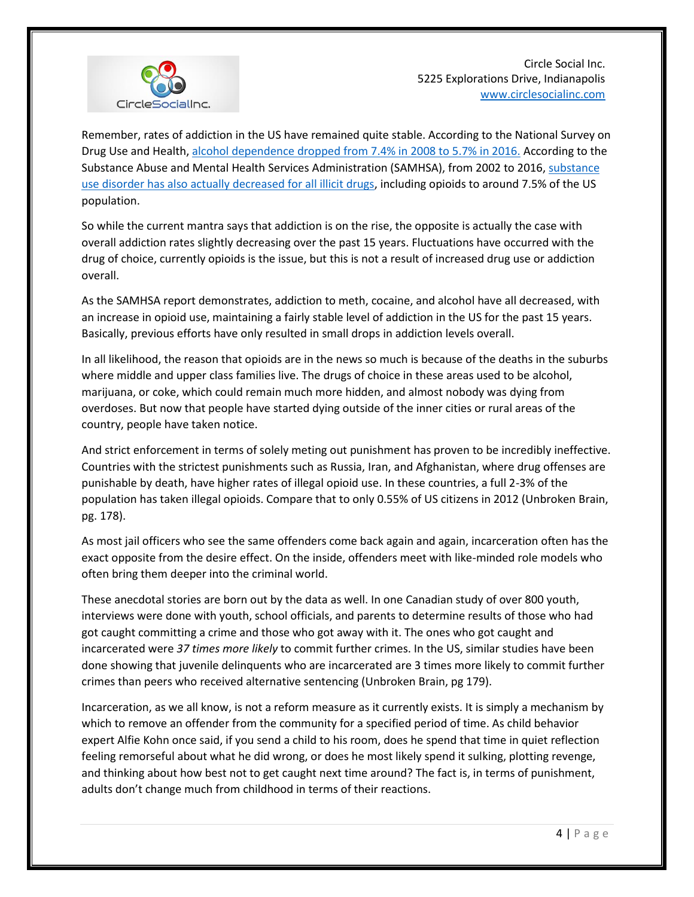Remember, rates of addiction in the US have remained quite stable. According to the National Survey on Drug Use and Health, alcohol dependence dropped from 7.4% in 2008 to 5.7% in 2016. According to the Substance Abuse and Mental Health Services Administration (SAMHSA), from 2002 to 2016, substance use disorder has also actually decreased for all illicit drugs, including opioids to around 7.5% of the US population.

So while the current mantra says that addiction is on the rise, the opposite is actually the case with overall addiction rates slightly decreasing over the past 15 years. Fluctuations have occurred with the drug of choice, currently opioids is the issue, but this is not a result of increased drug use or addiction overall.

As the SAMHSA report demonstrates, addiction to meth, cocaine, and alcohol have all decreased, with an increase in opioid use, maintaining a fairly stable level of addiction in the US for the past 15 years. Basically, previous efforts have only resulted in small drops in addiction levels overall.

In all likelihood, the reason that opioids are in the news so much is because of the deaths in the suburbs where middle and upper class families live. The drugs of choice in these areas used to be alcohol, marijuana, or coke, which could remain much more hidden, and almost nobody was dying from overdoses. But now that people have started dying outside of the inner cities or rural areas of the country, people have taken notice.

And strict enforcement in terms of solely meting out punishment has proven to be incredibly ineffective. Countries with the strictest punishments such as Russia, Iran, and Afghanistan, where drug offenses are punishable by death, have higher rates of illegal opioid use. In these countries, a full 2-3% of the population has taken illegal opioids. Compare that to only 0.55% of US citizens in 2012 (Unbroken Brain, pg. 178).

As most jail officers who see the same offenders come back again and again, incarceration often has the exact opposite from the desire effect. On the inside, offenders meet with like-minded role models who often bring them deeper into the criminal world.

These anecdotal stories are born out by the data as well. In one Canadian study of over 800 youth, interviews were done with youth, school officials, and parents to determine results of those who had got caught committing a crime and those who got away with it. The ones who got caught and incarcerated were *37 times more likely* to commit further crimes. In the US, similar studies have been done showing that juvenile delinquents who are incarcerated are 3 times more likely to commit further crimes than peers who received alternative sentencing (Unbroken Brain, pg 179).

Incarceration, as we all know, is not a reform measure as it currently exists. It is simply a mechanism by which to remove an offender from the community for a specified period of time. As child behavior expert Alfie Kohn once said, if you send a child to his room, does he spend that time in quiet reflection feeling remorseful about what he did wrong, or does he most likely spend it sulking, plotting revenge, and thinking about how best not to get caught next time around? The fact is, in terms of punishment, adults don't change much from childhood in terms of their reactions.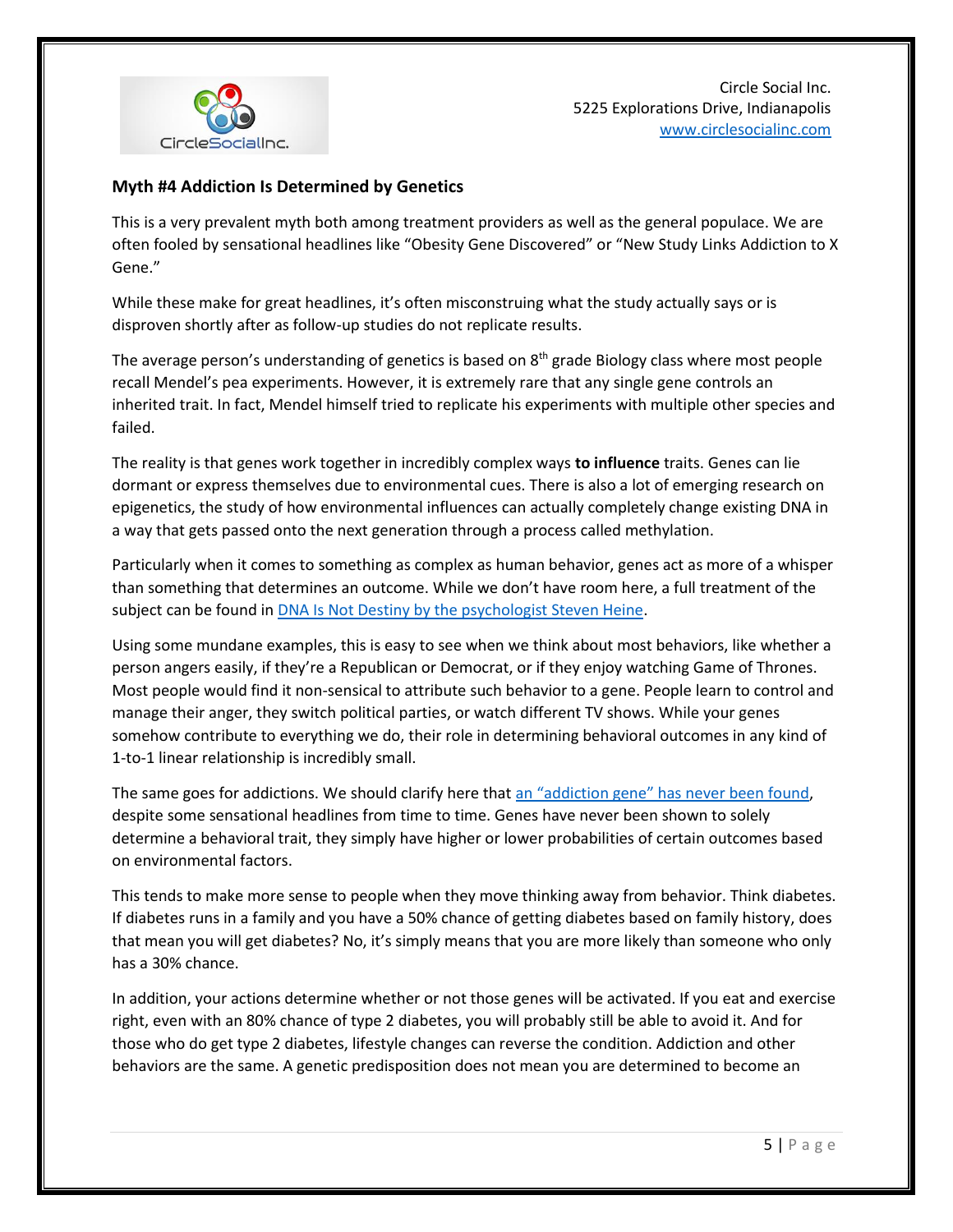### Myth #4 Addiction Is Determined by Genetics

This is a very prevalent myth both among treatment providers as well as the general populace. We are often fooled by sensational headlines like "Obesity Gene Discovered" or "New Study Links Addiction to X Gene."

While these make for great headlines, it's often misconstruing what the study actually says or is disproven shortly after as follow-up studies do not replicate results.

The average person's understanding of genetics is based on 8th grade Biology class where most people recall Mendel's pea experiments. However, it is extremely rare that any single gene controls an inherited trait. In fact, Mendel himself tried to replicate his experiments with multiple other species and failed.

The reality is that genes work together in incredibly complex ways **to influence** traits. Genes can lie dormant or express themselves due to environmental cues. There is also a lot of emerging research on epigenetics, the study of how environmental influences can actually completely change existing DNA in a way that gets passed onto the next generation through a process called methylation.

Particularly when it comes to something as complex as human behavior, genes act as more of a whisper than something that determines an outcome. While we don't have room here, a full treatment of the subject can be found in [DNA Is Not Destiny by the psychologist Steven Heine](#).

Using some mundane examples, this is easy to see when we think about most behaviors, like whether a person angers easily, if they're a Republican or Democrat, or if they enjoy watching Game of Thrones. Most people would find it non-sensical to attribute such behavior to a gene. People learn to control and manage their anger, they switch political parties, or watch different TV shows. While your genes somehow contribute to everything we do, their role in determining behavioral outcomes in any kind of 1-to-1 linear relationship is incredibly small.

The same goes for addictions. We should clarify here that [an "addiction gene" has never been found](#), despite some sensational headlines from time to time. Genes have never been shown to solely determine a behavioral trait, they simply have higher or lower probabilities of certain outcomes based on environmental factors.

This tends to make more sense to people when they move thinking away from behavior. Think diabetes. If diabetes runs in a family and you have a 50% chance of getting diabetes based on family history, does that mean you will get diabetes? No, it's simply means that you are more likely than someone who only has a 30% chance.

In addition, your actions determine whether or not those genes will be activated. If you eat and exercise right, even with an 80% chance of type 2 diabetes, you will probably still be able to avoid it. And for those who do get type 2 diabetes, lifestyle changes can reverse the condition. Addiction and other behaviors are the same. A genetic predisposition does not mean you are determined to become an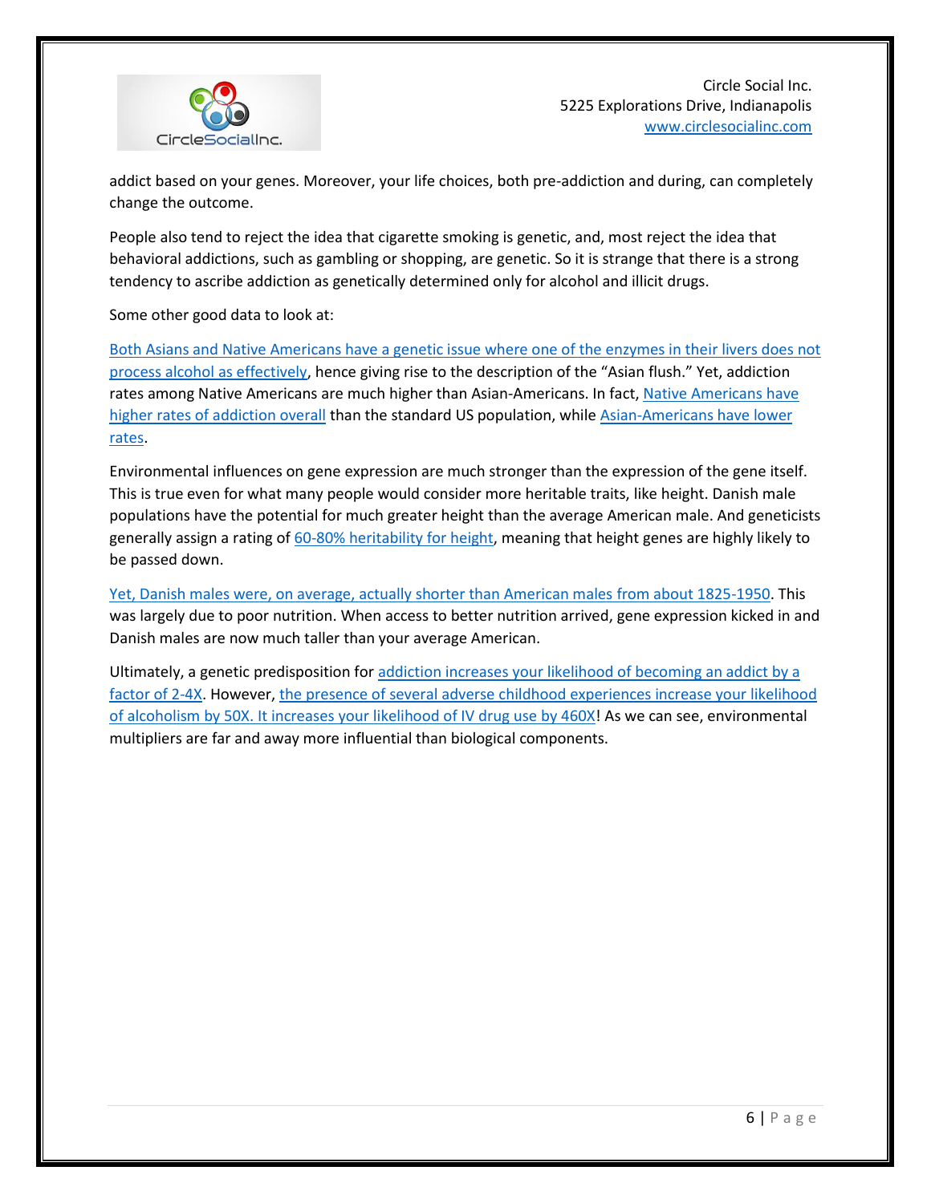addict based on your genes. Moreover, your life choices, both pre-addiction and during, can completely change the outcome.

People also tend to reject the idea that cigarette smoking is genetic, and, most reject the idea that behavioral addictions, such as gambling or shopping, are genetic. So it is strange that there is a strong tendency to ascribe addiction as genetically determined only for alcohol and illicit drugs.

Some other good data to look at:

Both Asians and Native Americans have a genetic issue where one of the enzymes in their livers does not process alcohol as effectively, hence giving rise to the description of the "Asian flush." Yet, addiction rates among Native Americans are much higher than Asian-Americans. In fact, Native Americans have higher rates of addiction overall than the standard US population, while Asian-Americans have lower rates.

Environmental influences on gene expression are much stronger than the expression of the gene itself. This is true even for what many people would consider more heritable traits, like height. Danish male populations have the potential for much greater height than the average American male. And geneticists generally assign a rating of 60-80% heritability for height, meaning that height genes are highly likely to be passed down.

Yet, Danish males were, on average, actually shorter than American males from about 1825-1950. This was largely due to poor nutrition. When access to better nutrition arrived, gene expression kicked in and Danish males are now much taller than your average American.

Ultimately, a genetic predisposition for addiction increases your likelihood of becoming an addict by a factor of 2-4X. However, the presence of several adverse childhood experiences increase your likelihood of alcoholism by 50X. It increases your likelihood of IV drug use by 460X! As we can see, environmental multipliers are far and away more influential than biological components.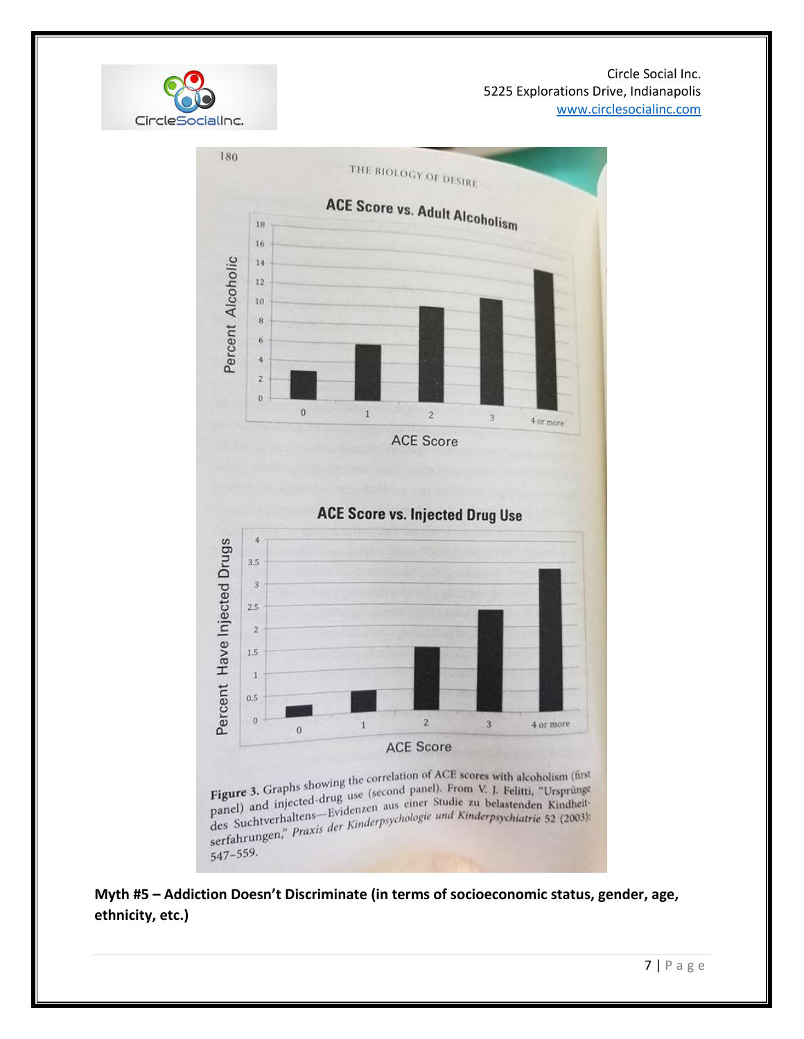Circle Social Inc.
5225 Explorations Drive, Indianapolis
www.circlesocialinc.com

180

THE BIOLOGY OF DESIRE

**ACE Score vs. Adult Alcoholism**

**ACE Score vs. Injected Drug Use**

**Figure 3.** Graphs showing the correlation of ACE scores with alcoholism (first panel) and injected-drug use (second panel). From V. J. Felitti, "Ursprünge des Suchtverhaltens—Evidenzen aus einer Studie zu belastenden Kindheitserfahrungen," *Praxis der Kinderpsychologie und Kinderpsychiatrie* 52 (2003): 547–559.

**Myth #5 – Addiction Doesn't Discriminate (in terms of socioeconomic status, gender, age, ethnicity, etc.)**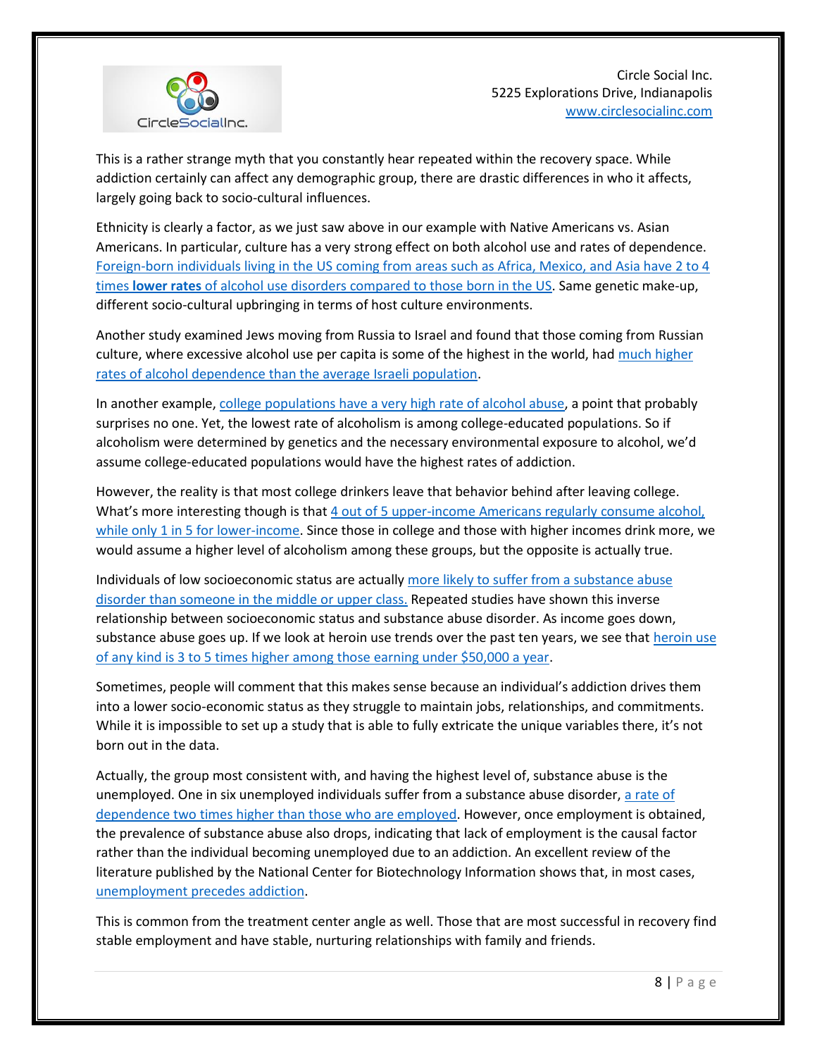This is a rather strange myth that you constantly hear repeated within the recovery space. While addiction certainly can affect any demographic group, there are drastic differences in who it affects, largely going back to socio-cultural influences.

Ethnicity is clearly a factor, as we just saw above in our example with Native Americans vs. Asian Americans. In particular, culture has a very strong effect on both alcohol use and rates of dependence. Foreign-born individuals living in the US coming from areas such as Africa, Mexico, and Asia have 2 to 4 times **lower rates** of alcohol use disorders compared to those born in the US. Same genetic make-up, different socio-cultural upbringing in terms of host culture environments.

Another study examined Jews moving from Russia to Israel and found that those coming from Russian culture, where excessive alcohol use per capita is some of the highest in the world, had much higher rates of alcohol dependence than the average Israeli population.

In another example, college populations have a very high rate of alcohol abuse, a point that probably surprises no one. Yet, the lowest rate of alcoholism is among college-educated populations. So if alcoholism were determined by genetics and the necessary environmental exposure to alcohol, we'd assume college-educated populations would have the highest rates of addiction.

However, the reality is that most college drinkers leave that behavior behind after leaving college. What's more interesting though is that 4 out of 5 upper-income Americans regularly consume alcohol, while only 1 in 5 for lower-income. Since those in college and those with higher incomes drink more, we would assume a higher level of alcoholism among these groups, but the opposite is actually true.

Individuals of low socioeconomic status are actually more likely to suffer from a substance abuse disorder than someone in the middle or upper class. Repeated studies have shown this inverse relationship between socioeconomic status and substance abuse disorder. As income goes down, substance abuse goes up. If we look at heroin use trends over the past ten years, we see that heroin use of any kind is 3 to 5 times higher among those earning under $50,000 a year.

Sometimes, people will comment that this makes sense because an individual's addiction drives them into a lower socio-economic status as they struggle to maintain jobs, relationships, and commitments. While it is impossible to set up a study that is able to fully extricate the unique variables there, it's not born out in the data.

Actually, the group most consistent with, and having the highest level of, substance abuse is the unemployed. One in six unemployed individuals suffer from a substance abuse disorder, a rate of dependence two times higher than those who are employed. However, once employment is obtained, the prevalence of substance abuse also drops, indicating that lack of employment is the causal factor rather than the individual becoming unemployed due to an addiction. An excellent review of the literature published by the National Center for Biotechnology Information shows that, in most cases, unemployment precedes addiction.

This is common from the treatment center angle as well. Those that are most successful in recovery find stable employment and have stable, nurturing relationships with family and friends.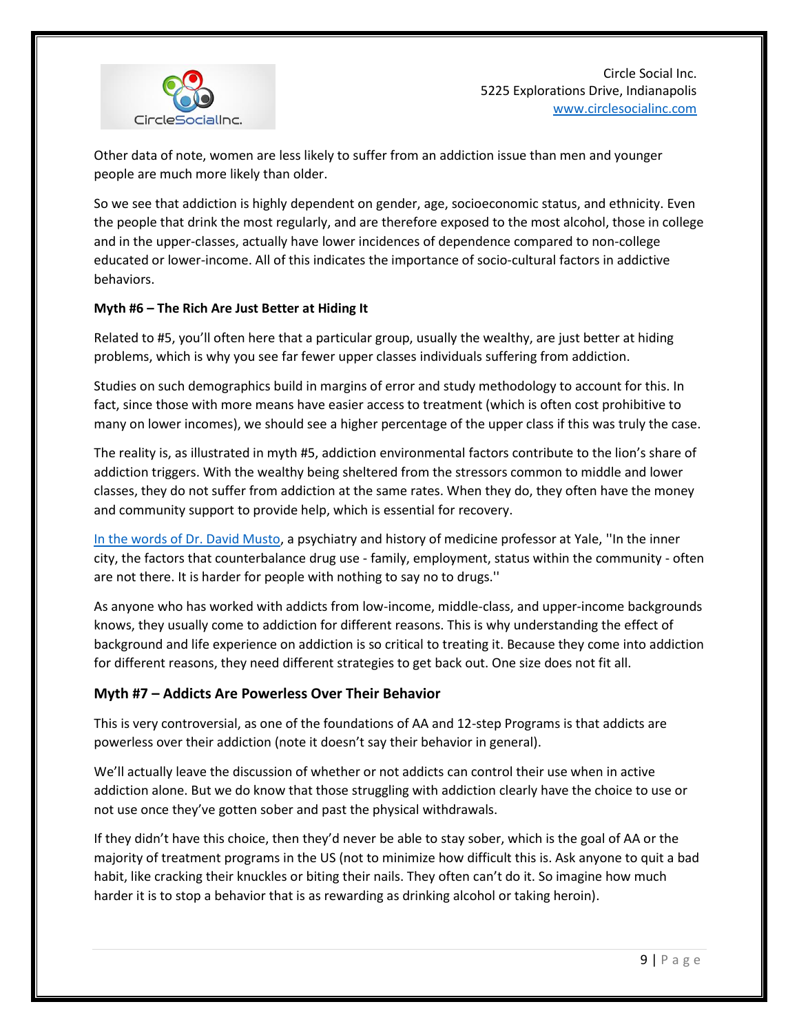Other data of note, women are less likely to suffer from an addiction issue than men and younger people are much more likely than older.

So we see that addiction is highly dependent on gender, age, socioeconomic status, and ethnicity. Even the people that drink the most regularly, and are therefore exposed to the most alcohol, those in college and in the upper-classes, actually have lower incidences of dependence compared to non-college educated or lower-income. All of this indicates the importance of socio-cultural factors in addictive behaviors.

**Myth #6 – The Rich Are Just Better at Hiding It**

Related to #5, you'll often here that a particular group, usually the wealthy, are just better at hiding problems, which is why you see far fewer upper classes individuals suffering from addiction.

Studies on such demographics build in margins of error and study methodology to account for this. In fact, since those with more means have easier access to treatment (which is often cost prohibitive to many on lower incomes), we should see a higher percentage of the upper class if this was truly the case.

The reality is, as illustrated in myth #5, addiction environmental factors contribute to the lion's share of addiction triggers. With the wealthy being sheltered from the stressors common to middle and lower classes, they do not suffer from addiction at the same rates. When they do, they often have the money and community support to provide help, which is essential for recovery.

In the words of Dr. David Musto, a psychiatry and history of medicine professor at Yale, ''In the inner city, the factors that counterbalance drug use - family, employment, status within the community - often are not there. It is harder for people with nothing to say no to drugs.''

As anyone who has worked with addicts from low-income, middle-class, and upper-income backgrounds knows, they usually come to addiction for different reasons. This is why understanding the effect of background and life experience on addiction is so critical to treating it. Because they come into addiction for different reasons, they need different strategies to get back out. One size does not fit all.

## Myth #7 – Addicts Are Powerless Over Their Behavior

This is very controversial, as one of the foundations of AA and 12-step Programs is that addicts are powerless over their addiction (note it doesn't say their behavior in general).

We'll actually leave the discussion of whether or not addicts can control their use when in active addiction alone. But we do know that those struggling with addiction clearly have the choice to use or not use once they've gotten sober and past the physical withdrawals.

If they didn't have this choice, then they'd never be able to stay sober, which is the goal of AA or the majority of treatment programs in the US (not to minimize how difficult this is. Ask anyone to quit a bad habit, like cracking their knuckles or biting their nails. They often can't do it. So imagine how much harder it is to stop a behavior that is as rewarding as drinking alcohol or taking heroin).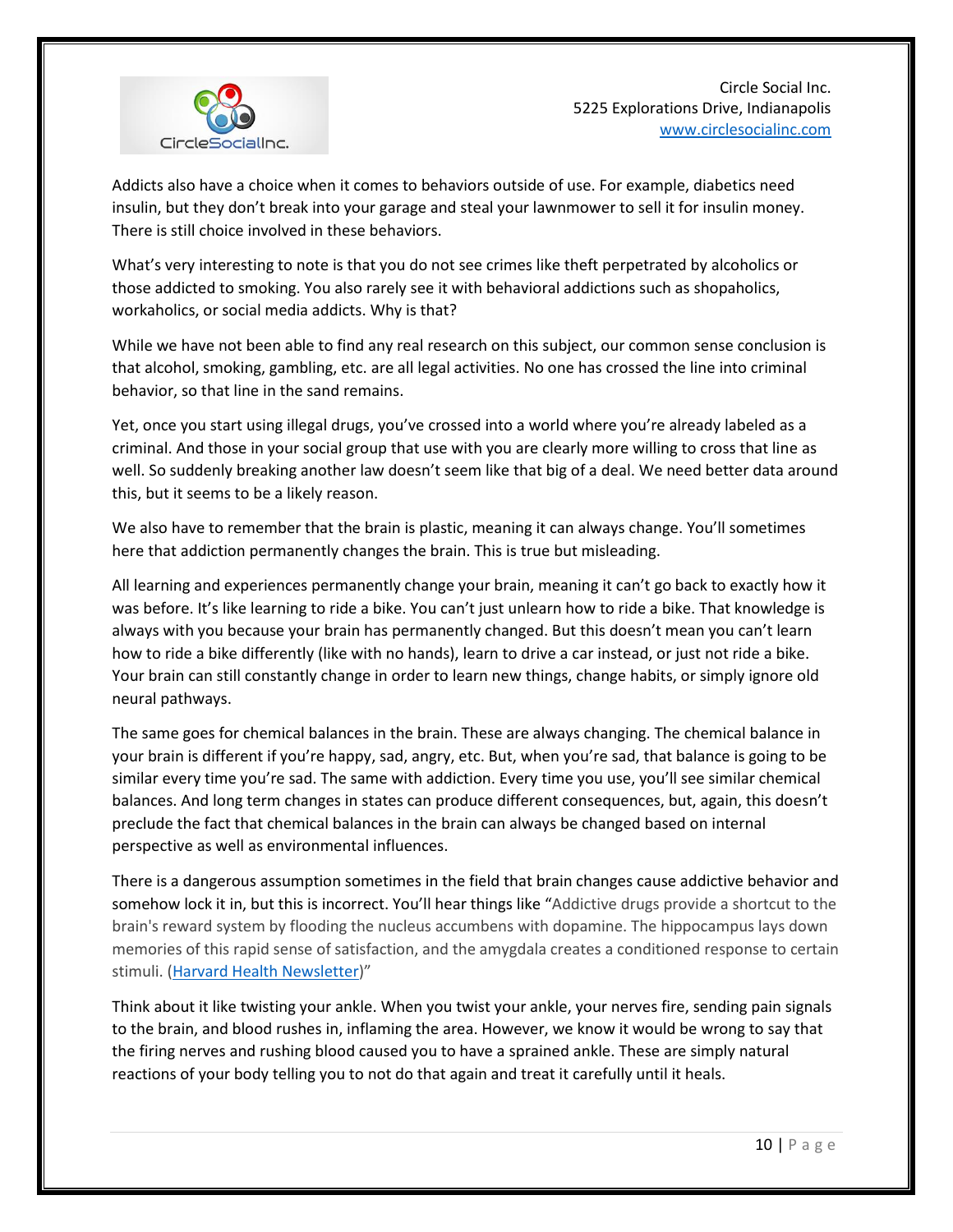Addicts also have a choice when it comes to behaviors outside of use. For example, diabetics need insulin, but they don't break into your garage and steal your lawnmower to sell it for insulin money. There is still choice involved in these behaviors.

What's very interesting to note is that you do not see crimes like theft perpetrated by alcoholics or those addicted to smoking. You also rarely see it with behavioral addictions such as shopaholics, workaholics, or social media addicts. Why is that?

While we have not been able to find any real research on this subject, our common sense conclusion is that alcohol, smoking, gambling, etc. are all legal activities. No one has crossed the line into criminal behavior, so that line in the sand remains.

Yet, once you start using illegal drugs, you've crossed into a world where you're already labeled as a criminal. And those in your social group that use with you are clearly more willing to cross that line as well. So suddenly breaking another law doesn't seem like that big of a deal. We need better data around this, but it seems to be a likely reason.

We also have to remember that the brain is plastic, meaning it can always change. You'll sometimes here that addiction permanently changes the brain. This is true but misleading.

All learning and experiences permanently change your brain, meaning it can't go back to exactly how it was before. It's like learning to ride a bike. You can't just unlearn how to ride a bike. That knowledge is always with you because your brain has permanently changed. But this doesn't mean you can't learn how to ride a bike differently (like with no hands), learn to drive a car instead, or just not ride a bike. Your brain can still constantly change in order to learn new things, change habits, or simply ignore old neural pathways.

The same goes for chemical balances in the brain. These are always changing. The chemical balance in your brain is different if you're happy, sad, angry, etc. But, when you're sad, that balance is going to be similar every time you're sad. The same with addiction. Every time you use, you'll see similar chemical balances. And long term changes in states can produce different consequences, but, again, this doesn't preclude the fact that chemical balances in the brain can always be changed based on internal perspective as well as environmental influences.

There is a dangerous assumption sometimes in the field that brain changes cause addictive behavior and somehow lock it in, but this is incorrect. You'll hear things like "Addictive drugs provide a shortcut to the brain's reward system by flooding the nucleus accumbens with dopamine. The hippocampus lays down memories of this rapid sense of satisfaction, and the amygdala creates a conditioned response to certain stimuli. (Harvard Health Newsletter)"

Think about it like twisting your ankle. When you twist your ankle, your nerves fire, sending pain signals to the brain, and blood rushes in, inflaming the area. However, we know it would be wrong to say that the firing nerves and rushing blood caused you to have a sprained ankle. These are simply natural reactions of your body telling you to not do that again and treat it carefully until it heals.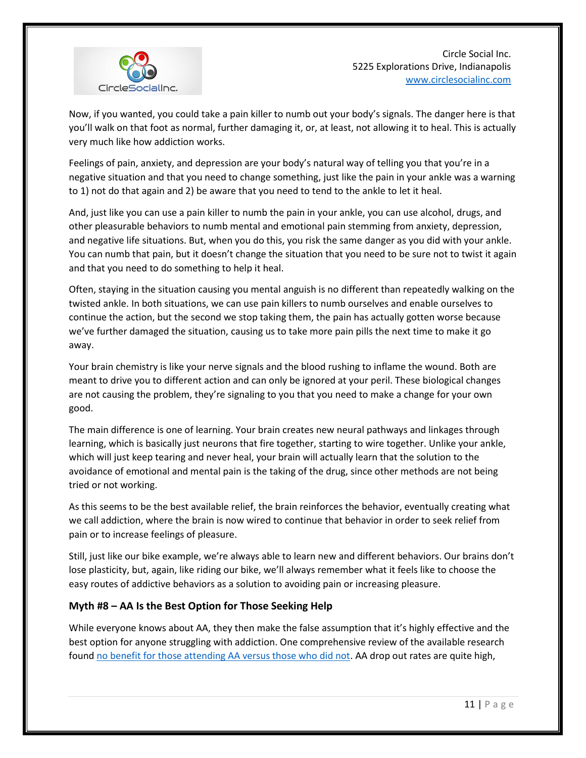Now, if you wanted, you could take a pain killer to numb out your body's signals. The danger here is that you'll walk on that foot as normal, further damaging it, or, at least, not allowing it to heal. This is actually very much like how addiction works.

Feelings of pain, anxiety, and depression are your body's natural way of telling you that you're in a negative situation and that you need to change something, just like the pain in your ankle was a warning to 1) not do that again and 2) be aware that you need to tend to the ankle to let it heal.

And, just like you can use a pain killer to numb the pain in your ankle, you can use alcohol, drugs, and other pleasurable behaviors to numb mental and emotional pain stemming from anxiety, depression, and negative life situations. But, when you do this, you risk the same danger as you did with your ankle. You can numb that pain, but it doesn't change the situation that you need to be sure not to twist it again and that you need to do something to help it heal.

Often, staying in the situation causing you mental anguish is no different than repeatedly walking on the twisted ankle. In both situations, we can use pain killers to numb ourselves and enable ourselves to continue the action, but the second we stop taking them, the pain has actually gotten worse because we've further damaged the situation, causing us to take more pain pills the next time to make it go away.

Your brain chemistry is like your nerve signals and the blood rushing to inflame the wound. Both are meant to drive you to different action and can only be ignored at your peril. These biological changes are not causing the problem, they're signaling to you that you need to make a change for your own good.

The main difference is one of learning. Your brain creates new neural pathways and linkages through learning, which is basically just neurons that fire together, starting to wire together. Unlike your ankle, which will just keep tearing and never heal, your brain will actually learn that the solution to the avoidance of emotional and mental pain is the taking of the drug, since other methods are not being tried or not working.

As this seems to be the best available relief, the brain reinforces the behavior, eventually creating what we call addiction, where the brain is now wired to continue that behavior in order to seek relief from pain or to increase feelings of pleasure.

Still, just like our bike example, we're always able to learn new and different behaviors. Our brains don't lose plasticity, but, again, like riding our bike, we'll always remember what it feels like to choose the easy routes of addictive behaviors as a solution to avoiding pain or increasing pleasure.

### Myth #8 – AA Is the Best Option for Those Seeking Help

While everyone knows about AA, they then make the false assumption that it's highly effective and the best option for anyone struggling with addiction. One comprehensive review of the available research found no benefit for those attending AA versus those who did not. AA drop out rates are quite high,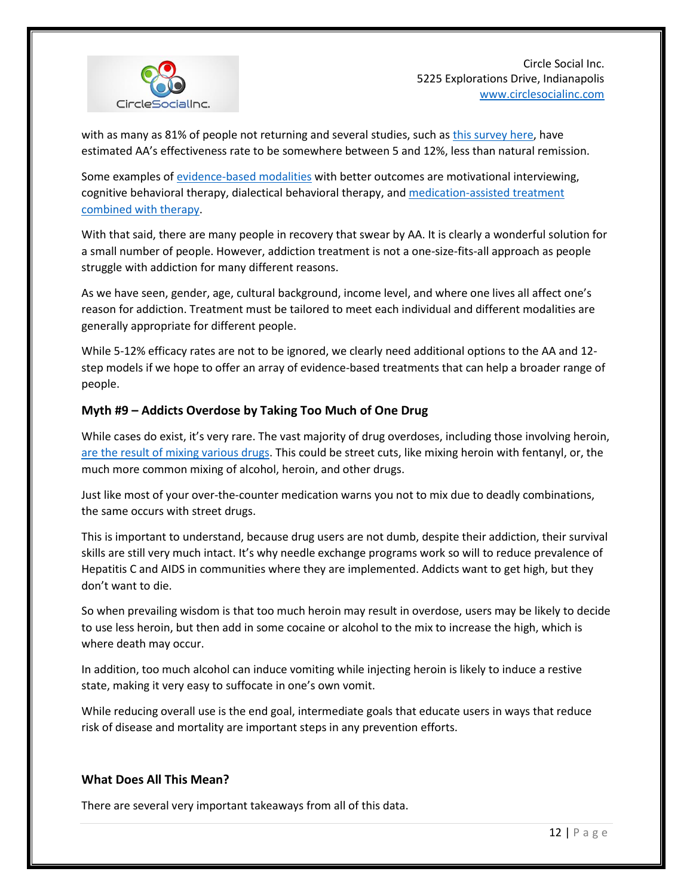with as many as 81% of people not returning and several studies, such as this survey here, have estimated AA's effectiveness rate to be somewhere between 5 and 12%, less than natural remission.

Some examples of evidence-based modalities with better outcomes are motivational interviewing, cognitive behavioral therapy, dialectical behavioral therapy, and medication-assisted treatment combined with therapy.

With that said, there are many people in recovery that swear by AA. It is clearly a wonderful solution for a small number of people. However, addiction treatment is not a one-size-fits-all approach as people struggle with addiction for many different reasons.

As we have seen, gender, age, cultural background, income level, and where one lives all affect one's reason for addiction. Treatment must be tailored to meet each individual and different modalities are generally appropriate for different people.

While 5-12% efficacy rates are not to be ignored, we clearly need additional options to the AA and 12-step models if we hope to offer an array of evidence-based treatments that can help a broader range of people.

### Myth #9 – Addicts Overdose by Taking Too Much of One Drug

While cases do exist, it's very rare. The vast majority of drug overdoses, including those involving heroin, are the result of mixing various drugs. This could be street cuts, like mixing heroin with fentanyl, or, the much more common mixing of alcohol, heroin, and other drugs.

Just like most of your over-the-counter medication warns you not to mix due to deadly combinations, the same occurs with street drugs.

This is important to understand, because drug users are not dumb, despite their addiction, their survival skills are still very much intact. It's why needle exchange programs work so will to reduce prevalence of Hepatitis C and AIDS in communities where they are implemented. Addicts want to get high, but they don't want to die.

So when prevailing wisdom is that too much heroin may result in overdose, users may be likely to decide to use less heroin, but then add in some cocaine or alcohol to the mix to increase the high, which is where death may occur.

In addition, too much alcohol can induce vomiting while injecting heroin is likely to induce a restive state, making it very easy to suffocate in one's own vomit.

While reducing overall use is the end goal, intermediate goals that educate users in ways that reduce risk of disease and mortality are important steps in any prevention efforts.

### What Does All This Mean?

There are several very important takeaways from all of this data.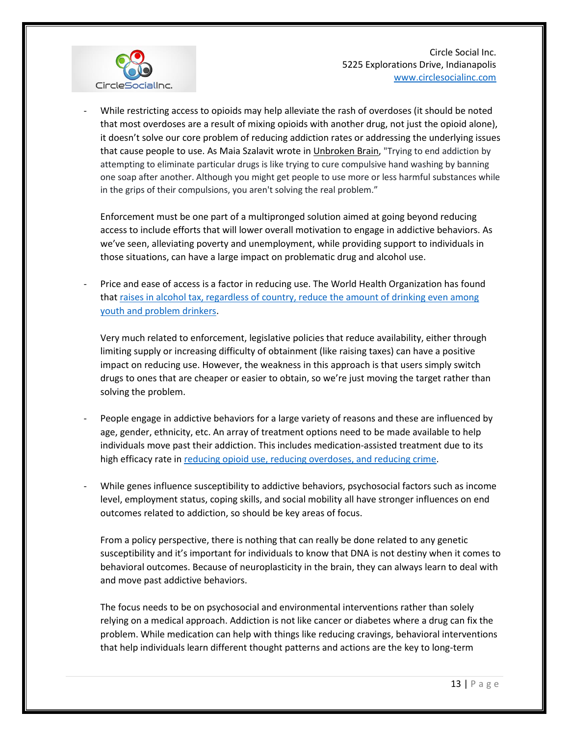- While restricting access to opioids may help alleviate the rash of overdoses (it should be noted that most overdoses are a result of mixing opioids with another drug, not just the opioid alone), it doesn't solve our core problem of reducing addiction rates or addressing the underlying issues that cause people to use. As Maia Szalavit wrote in Unbroken Brain, "Trying to end addiction by attempting to eliminate particular drugs is like trying to cure compulsive hand washing by banning one soap after another. Although you might get people to use more or less harmful substances while in the grips of their compulsions, you aren't solving the real problem."

  Enforcement must be one part of a multipronged solution aimed at going beyond reducing access to include efforts that will lower overall motivation to engage in addictive behaviors. As we've seen, alleviating poverty and unemployment, while providing support to individuals in those situations, can have a large impact on problematic drug and alcohol use.

- Price and ease of access is a factor in reducing use. The World Health Organization has found that raises in alcohol tax, regardless of country, reduce the amount of drinking even among youth and problem drinkers.

  Very much related to enforcement, legislative policies that reduce availability, either through limiting supply or increasing difficulty of obtainment (like raising taxes) can have a positive impact on reducing use. However, the weakness in this approach is that users simply switch drugs to ones that are cheaper or easier to obtain, so we're just moving the target rather than solving the problem.

- People engage in addictive behaviors for a large variety of reasons and these are influenced by age, gender, ethnicity, etc. An array of treatment options need to be made available to help individuals move past their addiction. This includes medication-assisted treatment due to its high efficacy rate in reducing opioid use, reducing overdoses, and reducing crime.

- While genes influence susceptibility to addictive behaviors, psychosocial factors such as income level, employment status, coping skills, and social mobility all have stronger influences on end outcomes related to addiction, so should be key areas of focus.

  From a policy perspective, there is nothing that can really be done related to any genetic susceptibility and it's important for individuals to know that DNA is not destiny when it comes to behavioral outcomes. Because of neuroplasticity in the brain, they can always learn to deal with and move past addictive behaviors.

  The focus needs to be on psychosocial and environmental interventions rather than solely relying on a medical approach. Addiction is not like cancer or diabetes where a drug can fix the problem. While medication can help with things like reducing cravings, behavioral interventions that help individuals learn different thought patterns and actions are the key to long-term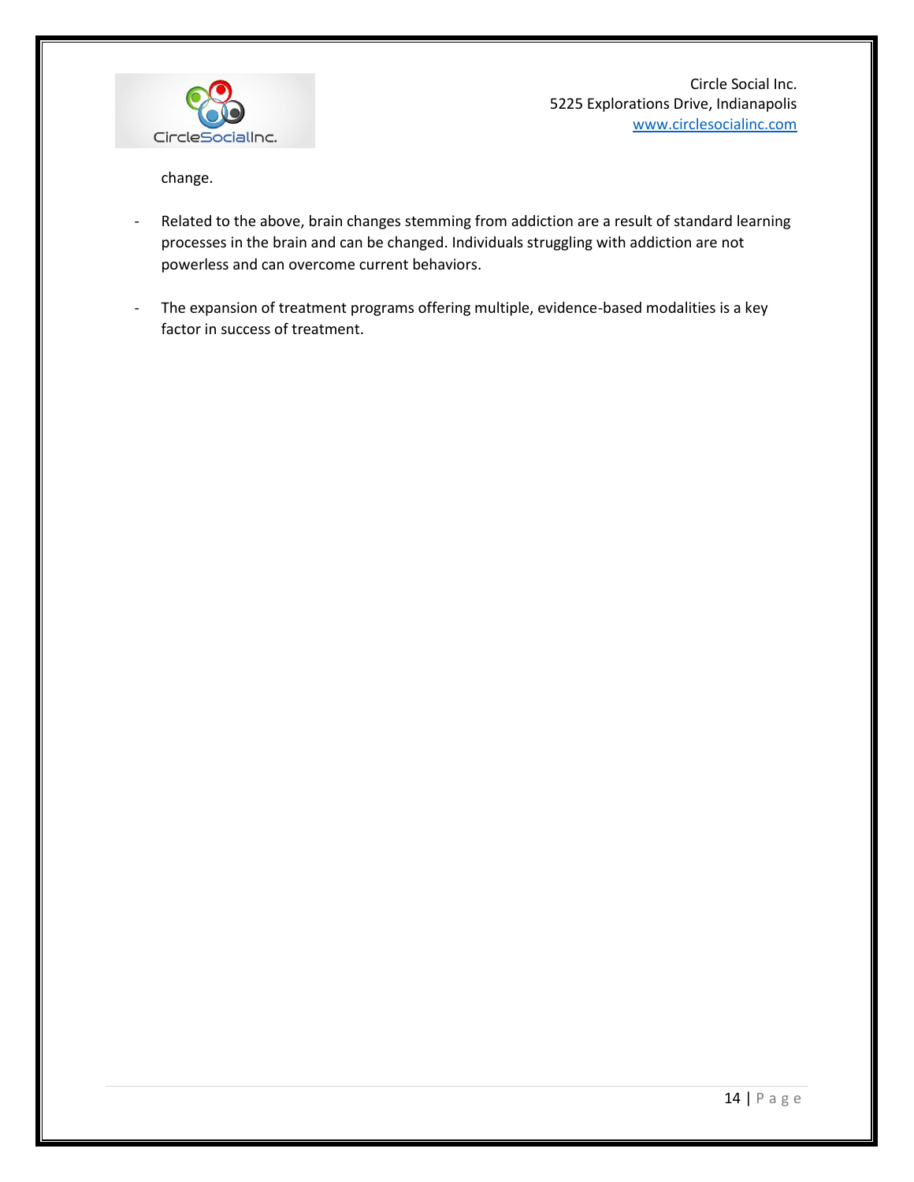change.

- Related to the above, brain changes stemming from addiction are a result of standard learning processes in the brain and can be changed. Individuals struggling with addiction are not powerless and can overcome current behaviors.

- The expansion of treatment programs offering multiple, evidence-based modalities is a key factor in success of treatment.